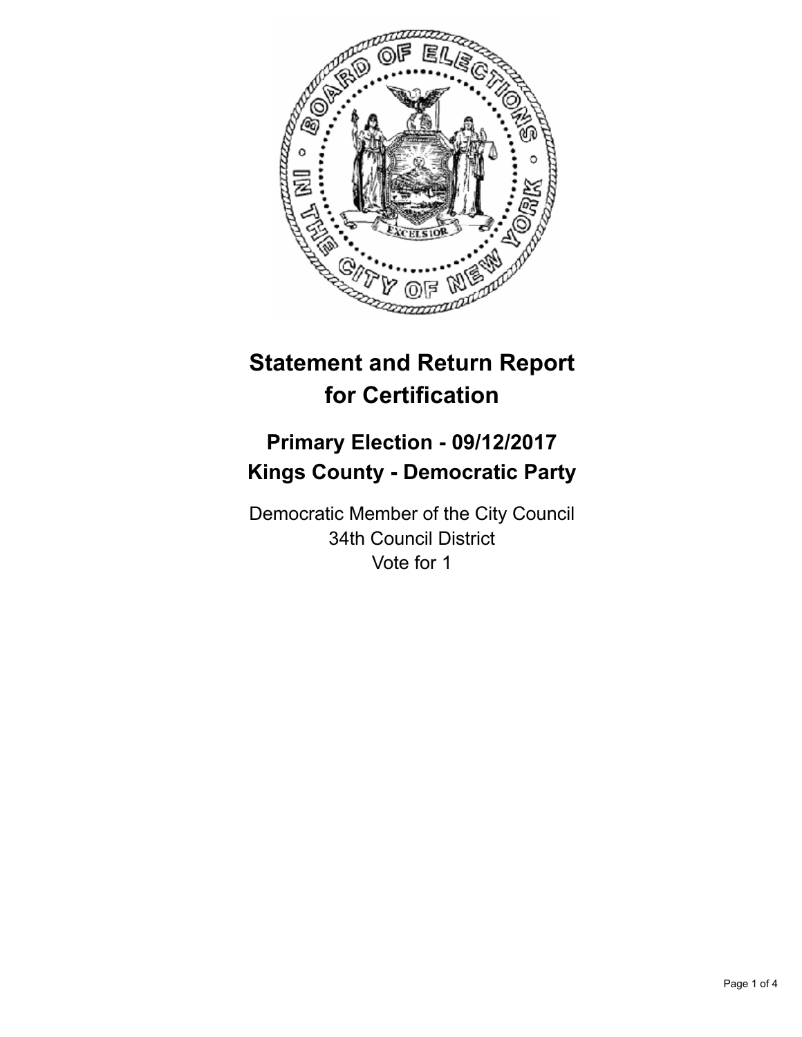# Statement and Return Report for Certification

## Primary Election - 09/12/2017
## Kings County - Democratic Party

Democratic Member of the City Council
34th Council District
Vote for 1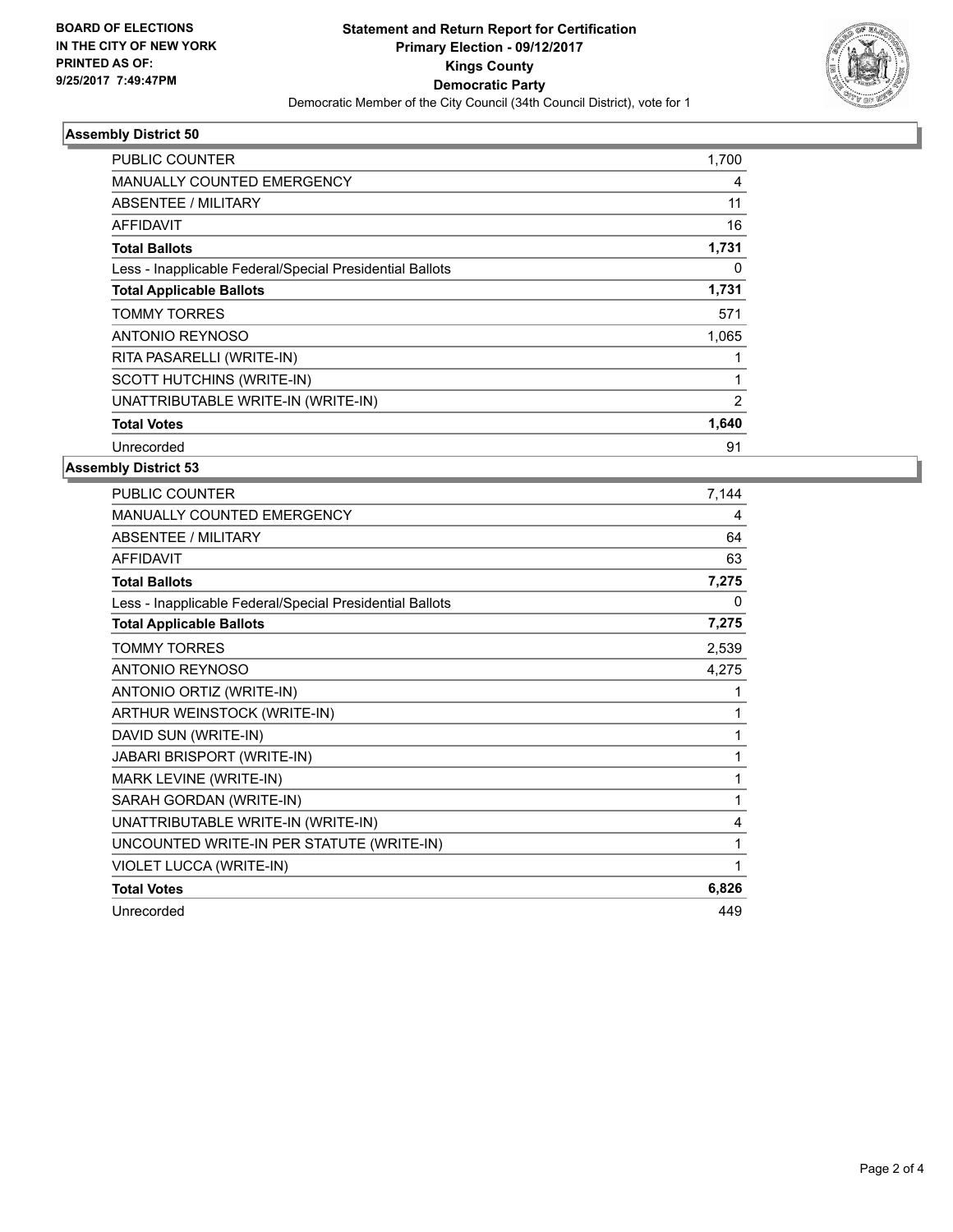**BOARD OF ELECTIONS IN THE CITY OF NEW YORK PRINTED AS OF: 9/25/2017 7:49:47PM**

# Statement and Return Report for Certification
## Primary Election - 09/12/2017
## Kings County
## Democratic Party

Democratic Member of the City Council (34th Council District), vote for 1

### Assembly District 50

| | |
|---|---|
| PUBLIC COUNTER | 1,700 |
| MANUALLY COUNTED EMERGENCY | 4 |
| ABSENTEE / MILITARY | 11 |
| AFFIDAVIT | 16 |
| **Total Ballots** | **1,731** |
| Less - Inapplicable Federal/Special Presidential Ballots | 0 |
| **Total Applicable Ballots** | **1,731** |
| TOMMY TORRES | 571 |
| ANTONIO REYNOSO | 1,065 |
| RITA PASARELLI (WRITE-IN) | 1 |
| SCOTT HUTCHINS (WRITE-IN) | 1 |
| UNATTRIBUTABLE WRITE-IN (WRITE-IN) | 2 |
| **Total Votes** | **1,640** |
| Unrecorded | 91 |

### Assembly District 53

| | |
|---|---|
| PUBLIC COUNTER | 7,144 |
| MANUALLY COUNTED EMERGENCY | 4 |
| ABSENTEE / MILITARY | 64 |
| AFFIDAVIT | 63 |
| **Total Ballots** | **7,275** |
| Less - Inapplicable Federal/Special Presidential Ballots | 0 |
| **Total Applicable Ballots** | **7,275** |
| TOMMY TORRES | 2,539 |
| ANTONIO REYNOSO | 4,275 |
| ANTONIO ORTIZ (WRITE-IN) | 1 |
| ARTHUR WEINSTOCK (WRITE-IN) | 1 |
| DAVID SUN (WRITE-IN) | 1 |
| JABARI BRISPORT (WRITE-IN) | 1 |
| MARK LEVINE (WRITE-IN) | 1 |
| SARAH GORDAN (WRITE-IN) | 1 |
| UNATTRIBUTABLE WRITE-IN (WRITE-IN) | 4 |
| UNCOUNTED WRITE-IN PER STATUTE (WRITE-IN) | 1 |
| VIOLET LUCCA (WRITE-IN) | 1 |
| **Total Votes** | **6,826** |
| Unrecorded | 449 |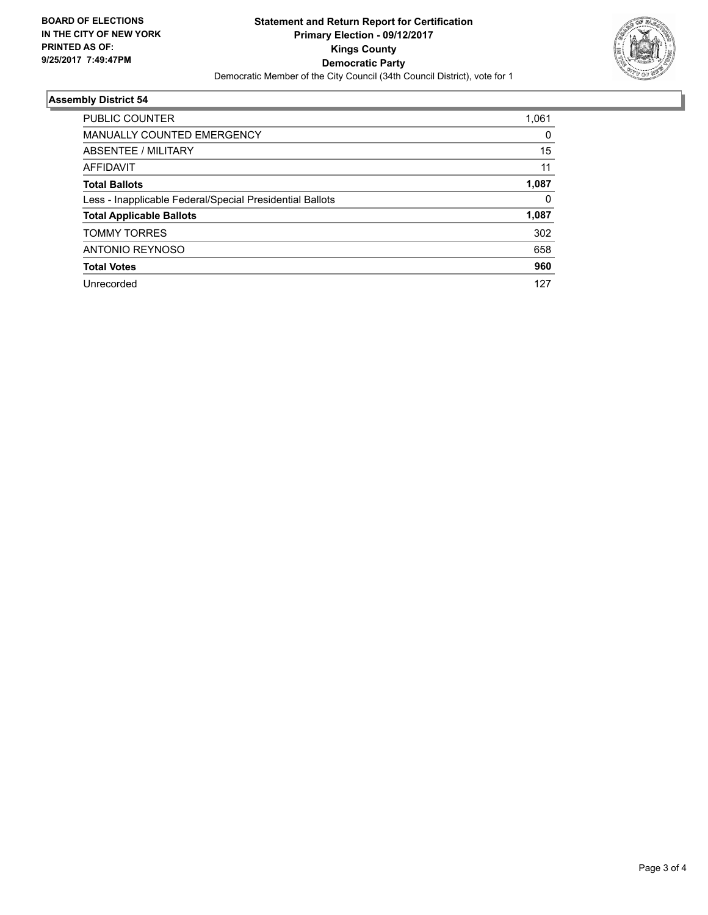**BOARD OF ELECTIONS IN THE CITY OF NEW YORK PRINTED AS OF: 9/25/2017 7:49:47PM**

**Statement and Return Report for Certification**
**Primary Election - 09/12/2017**
**Kings County**
**Democratic Party**
Democratic Member of the City Council (34th Council District), vote for 1

## Assembly District 54

| | |
|---|---|
| PUBLIC COUNTER | 1,061 |
| MANUALLY COUNTED EMERGENCY | 0 |
| ABSENTEE / MILITARY | 15 |
| AFFIDAVIT | 11 |
| **Total Ballots** | **1,087** |
| Less - Inapplicable Federal/Special Presidential Ballots | 0 |
| **Total Applicable Ballots** | **1,087** |
| TOMMY TORRES | 302 |
| ANTONIO REYNOSO | 658 |
| **Total Votes** | **960** |
| Unrecorded | 127 |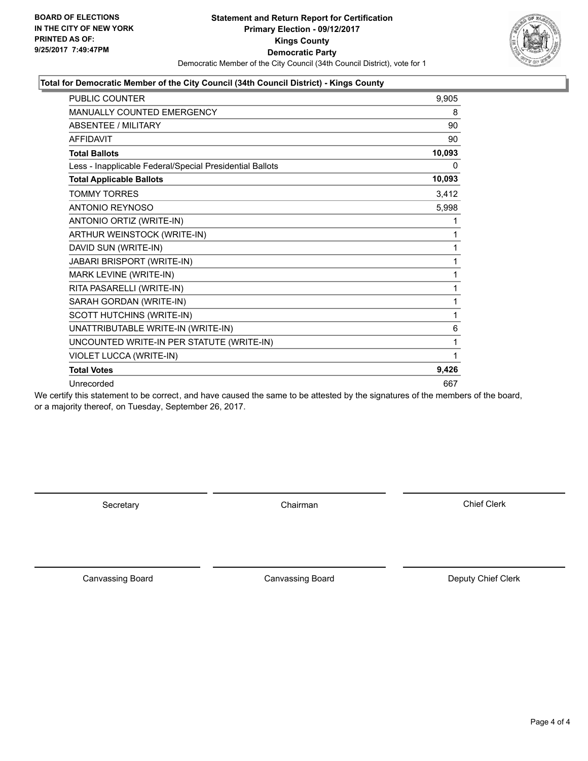**BOARD OF ELECTIONS IN THE CITY OF NEW YORK PRINTED AS OF: 9/25/2017 7:49:47PM**

# Statement and Return Report for Certification
## Primary Election - 09/12/2017
## Kings County
## Democratic Party

Democratic Member of the City Council (34th Council District), vote for 1

### Total for Democratic Member of the City Council (34th Council District) - Kings County

| | |
|---|---|
| PUBLIC COUNTER | 9,905 |
| MANUALLY COUNTED EMERGENCY | 8 |
| ABSENTEE / MILITARY | 90 |
| AFFIDAVIT | 90 |
| **Total Ballots** | **10,093** |
| Less - Inapplicable Federal/Special Presidential Ballots | 0 |
| **Total Applicable Ballots** | **10,093** |
| TOMMY TORRES | 3,412 |
| ANTONIO REYNOSO | 5,998 |
| ANTONIO ORTIZ (WRITE-IN) | 1 |
| ARTHUR WEINSTOCK (WRITE-IN) | 1 |
| DAVID SUN (WRITE-IN) | 1 |
| JABARI BRISPORT (WRITE-IN) | 1 |
| MARK LEVINE (WRITE-IN) | 1 |
| RITA PASARELLI (WRITE-IN) | 1 |
| SARAH GORDAN (WRITE-IN) | 1 |
| SCOTT HUTCHINS (WRITE-IN) | 1 |
| UNATTRIBUTABLE WRITE-IN (WRITE-IN) | 6 |
| UNCOUNTED WRITE-IN PER STATUTE (WRITE-IN) | 1 |
| VIOLET LUCCA (WRITE-IN) | 1 |
| **Total Votes** | **9,426** |
| Unrecorded | 667 |

We certify this statement to be correct, and have caused the same to be attested by the signatures of the members of the board, or a majority thereof, on Tuesday, September 26, 2017.

Secretary

Chairman

Chief Clerk

Canvassing Board

Canvassing Board

Deputy Chief Clerk